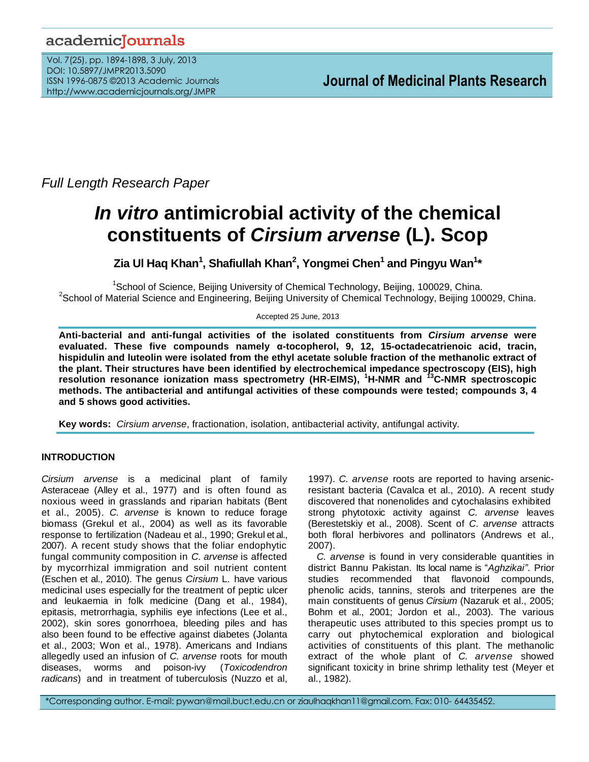*Full Length Research Paper*

# *In vitro* antimicrobial activity of the chemical constituents of *Cirsium arvense* (L). Scop

**Zia Ul Haq Khan[1], Shafiullah Khan[2], Yongmei Chen[1] and Pingyu Wan[1]***

[1]School of Science, Beijing University of Chemical Technology, Beijing, 100029, China.
[2]School of Material Science and Engineering, Beijing University of Chemical Technology, Beijing 100029, China.

Accepted 25 June, 2013

**Anti-bacterial and anti-fungal activities of the isolated constituents from *Cirsium arvense* were evaluated. These five compounds namely α-tocopherol, 9, 12, 15-octadecatrienoic acid, tracin, hispidulin and luteolin were isolated from the ethyl acetate soluble fraction of the methanolic extract of the plant. Their structures have been identified by electrochemical impedance spectroscopy (EIS), high resolution resonance ionization mass spectrometry (HR-EIMS), $^1$H-NMR and $^{13}$C-NMR spectroscopic methods. The antibacterial and antifungal activities of these compounds were tested; compounds 3, 4 and 5 shows good activities.**

**Key words:** *Cirsium arvense*, fractionation, isolation, antibacterial activity, antifungal activity.

## INTRODUCTION

*Cirsium arvense* is a medicinal plant of family Asteraceae (Alley et al., 1977) and is often found as noxious weed in grasslands and riparian habitats (Bent et al., 2005). *C. arvense* is known to reduce forage biomass (Grekul et al., 2004) as well as its favorable response to fertilization (Nadeau et al., 1990; Grekul et al., 2007). A recent study shows that the foliar endophytic fungal community composition in *C. arvense* is affected by mycorrhizal immigration and soil nutrient content (Eschen et al., 2010). The genus *Cirsium* L. have various medicinal uses especially for the treatment of peptic ulcer and leukaemia in folk medicine (Dang et al., 1984), epitasis, metrorrhagia, syphilis eye infections (Lee et al., 2002), skin sores gonorrhoea, bleeding piles and has also been found to be effective against diabetes (Jolanta et al., 2003; Won et al., 1978). Americans and Indians allegedly used an infusion of *C. arvense* roots for mouth diseases, worms and poison-ivy (*Toxicodendron radicans*) and in treatment of tuberculosis (Nuzzo et al, 1997). *C. arvense* roots are reported to having arsenic-resistant bacteria (Cavalca et al., 2010). A recent study discovered that nonenolides and cytochalasins exhibited strong phytotoxic activity against *C. arvense* leaves (Berestetskiy et al., 2008). Scent of *C. arvense* attracts both floral herbivores and pollinators (Andrews et al., 2007).

*C. arvense* is found in very considerable quantities in district Bannu Pakistan. Its local name is "*Aghzikai"*. Prior studies recommended that flavonoid compounds, phenolic acids, tannins, sterols and triterpenes are the main constituents of genus *Cirsium* (Nazaruk et al., 2005; Bohm et al., 2001; Jordon et al., 2003). The various therapeutic uses attributed to this species prompt us to carry out phytochemical exploration and biological activities of constituents of this plant. The methanolic extract of the whole plant of *C. arvense* showed significant toxicity in brine shrimp lethality test (Meyer et al., 1982).

*Corresponding author. E-mail: pywan@mail.buct.edu.cn or ziaulhaqkhan11@gmail.com. Fax: 010- 64435452.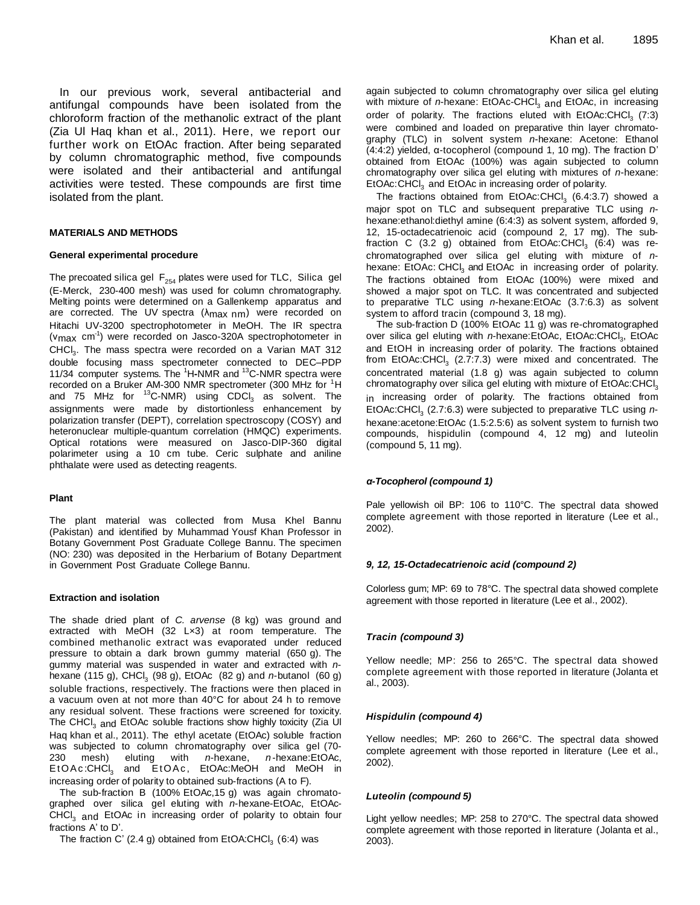In our previous work, several antibacterial and antifungal compounds have been isolated from the chloroform fraction of the methanolic extract of the plant (Zia Ul Haq khan et al., 2011). Here, we report our further work on EtOAc fraction. After being separated by column chromatographic method, five compounds were isolated and their antibacterial and antifungal activities were tested. These compounds are first time isolated from the plant.

## MATERIALS AND METHODS

### General experimental procedure

The precoated silica gel $F_{254}$ plates were used for TLC, Silica gel (E-Merck, 230-400 mesh) was used for column chromatography. Melting points were determined on a Gallenkemp apparatus and are corrected. The UV spectra ($\lambda_{max}$ nm) were recorded on Hitachi UV-3200 spectrophotometer in MeOH. The IR spectra ($\nu_{max}$ $cm^{-1}$) were recorded on Jasco-320A spectrophotometer in $CHCl_3$. The mass spectra were recorded on a Varian MAT 312 double focusing mass spectrometer connected to DEC–PDP 11/34 computer systems. The $^{1}H$-NMR and $^{13}C$-NMR spectra were recorded on a Bruker AM-300 NMR spectrometer (300 MHz for $^{1}H$ and 75 MHz for $^{13}C$-NMR) using $CDCl_3$ as solvent. The assignments were made by distortionless enhancement by polarization transfer (DEPT), correlation spectroscopy (COSY) and heteronuclear multiple-quantum correlation (HMQC) experiments. Optical rotations were measured on Jasco-DIP-360 digital polarimeter using a 10 cm tube. Ceric sulphate and aniline phthalate were used as detecting reagents.

### Plant

The plant material was collected from Musa Khel Bannu (Pakistan) and identified by Muhammad Yousf Khan Professor in Botany Government Post Graduate College Bannu. The specimen (NO: 230) was deposited in the Herbarium of Botany Department in Government Post Graduate College Bannu.

### Extraction and isolation

The shade dried plant of *C. arvense* (8 kg) was ground and extracted with MeOH (32 L×3) at room temperature. The combined methanolic extract was evaporated under reduced pressure to obtain a dark brown gummy material (650 g). The gummy material was suspended in water and extracted with *n*-hexane (115 g), $CHCl_3$ (98 g), EtOAc (82 g) and *n*-butanol (60 g) soluble fractions, respectively. The fractions were then placed in a vacuum oven at not more than 40°C for about 24 h to remove any residual solvent. These fractions were screened for toxicity. The $CHCl_3$ and EtOAc soluble fractions show highly toxicity (Zia Ul Haq khan et al., 2011). The ethyl acetate (EtOAc) soluble fraction was subjected to column chromatography over silica gel (70-230 mesh) eluting with *n*-hexane, *n*-hexane:EtOAc, EtOAc:$CHCl_3$ and EtOAc, EtOAc:MeOH and MeOH in increasing order of polarity to obtained sub-fractions (A to F).

The sub-fraction B (100% EtOAc,15 g) was again chromatographed over silica gel eluting with *n*-hexane-EtOAc, EtOAc-$CHCl_3$ and EtOAc in increasing order of polarity to obtain four fractions A' to D'.

The fraction C' (2.4 g) obtained from EtOA:$CHCl_3$ (6:4) was again subjected to column chromatography over silica gel eluting with mixture of *n*-hexane: EtOAc-$CHCl_3$ and EtOAc, in increasing order of polarity. The fractions eluted with EtOAc:$CHCl_3$ (7:3) were combined and loaded on preparative thin layer chromatography (TLC) in solvent system *n*-hexane: Acetone: Ethanol (4:4:2) yielded, α-tocopherol (compound 1, 10 mg). The fraction D' obtained from EtOAc (100%) was again subjected to column chromatography over silica gel eluting with mixtures of *n*-hexane: EtOAc:$CHCl_3$ and EtOAc in increasing order of polarity.

The fractions obtained from EtOAc:$CHCl_3$ (6.4:3.7) showed a major spot on TLC and subsequent preparative TLC using *n*-hexane:ethanol:diethyl amine (6:4:3) as solvent system, afforded 9, 12, 15-octadecatrienoic acid (compound 2, 17 mg). The sub-fraction C (3.2 g) obtained from EtOAc:$CHCl_3$ (6:4) was re-chromatographed over silica gel eluting with mixture of *n*-hexane: EtOAc: $CHCl_3$ and EtOAc in increasing order of polarity. The fractions obtained from EtOAc (100%) were mixed and showed a major spot on TLC. It was concentrated and subjected to preparative TLC using *n*-hexane:EtOAc (3.7:6.3) as solvent system to afford tracin (compound 3, 18 mg).

The sub-fraction D (100% EtOAc 11 g) was re-chromatographed over silica gel eluting with *n*-hexane:EtOAc, EtOAc:$CHCl_3$, EtOAc and EtOH in increasing order of polarity. The fractions obtained from EtOAc:$CHCl_3$ (2.7:7.3) were mixed and concentrated. The concentrated material (1.8 g) was again subjected to column chromatography over silica gel eluting with mixture of EtOAc:$CHCl_3$ in increasing order of polarity. The fractions obtained from EtOAc:$CHCl_3$ (2.7:6.3) were subjected to preparative TLC using *n*-hexane:acetone:EtOAc (1.5:2.5:6) as solvent system to furnish two compounds, hispidulin (compound 4, 12 mg) and luteolin (compound 5, 11 mg).

### *α-Tocopherol (compound 1)*

Pale yellowish oil BP: 106 to 110°C. The spectral data showed complete agreement with those reported in literature (Lee et al., 2002).

### *9, 12, 15-Octadecatrienoic acid (compound 2)*

Colorless gum; MP: 69 to 78°C. The spectral data showed complete agreement with those reported in literature (Lee et al., 2002).

### *Tracin (compound 3)*

Yellow needle; MP: 256 to 265°C. The spectral data showed complete agreement with those reported in literature (Jolanta et al., 2003).

### *Hispidulin (compound 4)*

Yellow needles; MP: 260 to 266°C. The spectral data showed complete agreement with those reported in literature (Lee et al., 2002).

### *Luteolin (compound 5)*

Light yellow needles; MP: 258 to 270°C. The spectral data showed complete agreement with those reported in literature (Jolanta et al., 2003).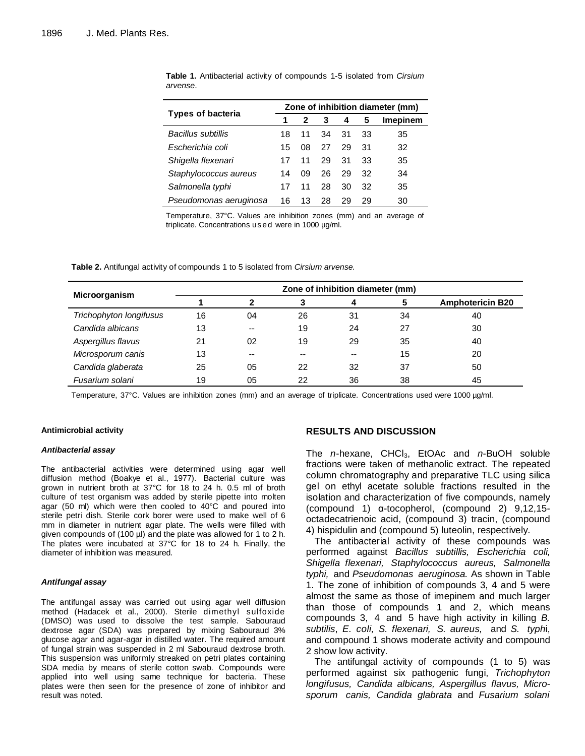**Table 1.** Antibacterial activity of compounds 1-5 isolated from *Cirsium arvense*.

| Types of bacteria | Zone of inhibition diameter (mm) | | | | | |
|---|---|---|---|---|---|---|
| | 1 | 2 | 3 | 4 | 5 | Imepinem |
| *Bacillus subtillis* | 18 | 11 | 34 | 31 | 33 | 35 |
| *Escherichia coli* | 15 | 08 | 27 | 29 | 31 | 32 |
| *Shigella flexenari* | 17 | 11 | 29 | 31 | 33 | 35 |
| *Staphylococcus aureus* | 14 | 09 | 26 | 29 | 32 | 34 |
| *Salmonella typhi* | 17 | 11 | 28 | 30 | 32 | 35 |
| *Pseudomonas aeruginosa* | 16 | 13 | 28 | 29 | 29 | 30 |

Temperature, 37°C. Values are inhibition zones (mm) and an average of triplicate. Concentrations used were in 1000 µg/ml.

**Table 2.** Antifungal activity of compounds 1 to 5 isolated from *Cirsium arvense.*

| Microorganism | Zone of inhibition diameter (mm) | | | | | |
|---|---|---|---|---|---|---|
| | 1 | 2 | 3 | 4 | 5 | Amphotericin B20 |
| *Trichophyton longifusus* | 16 | 04 | 26 | 31 | 34 | 40 |
| *Candida albicans* | 13 | -- | 19 | 24 | 27 | 30 |
| *Aspergillus flavus* | 21 | 02 | 19 | 29 | 35 | 40 |
| *Microsporum canis* | 13 | -- | -- | -- | 15 | 20 |
| *Candida glaberata* | 25 | 05 | 22 | 32 | 37 | 50 |
| *Fusarium solani* | 19 | 05 | 22 | 36 | 38 | 45 |

Temperature, 37°C. Values are inhibition zones (mm) and an average of triplicate. Concentrations used were 1000 µg/ml.

#### Antimicrobial activity

##### *Antibacterial assay*

The antibacterial activities were determined using agar well diffusion method (Boakye et al., 1977). Bacterial culture was grown in nutrient broth at 37°C for 18 to 24 h. 0.5 ml of broth culture of test organism was added by sterile pipette into molten agar (50 ml) which were then cooled to 40°C and poured into sterile petri dish. Sterile cork borer were used to make well of 6 mm in diameter in nutrient agar plate. The wells were filled with given compounds of (100 µl) and the plate was allowed for 1 to 2 h. The plates were incubated at 37°C for 18 to 24 h. Finally, the diameter of inhibition was measured.

##### *Antifungal assay*

The antifungal assay was carried out using agar well diffusion method (Hadacek et al., 2000). Sterile dimethyl sulfoxide (DMSO) was used to dissolve the test sample. Sabouraud dextrose agar (SDA) was prepared by mixing Sabouraud 3% glucose agar and agar-agar in distilled water. The required amount of fungal strain was suspended in 2 ml Sabouraud dextrose broth. This suspension was uniformly streaked on petri plates containing SDA media by means of sterile cotton swab. Compounds were applied into well using same technique for bacteria. These plates were then seen for the presence of zone of inhibitor and result was noted.

## RESULTS AND DISCUSSION

The *n*-hexane, $CHCl_3$, EtOAc and *n*-BuOH soluble fractions were taken of methanolic extract. The repeated column chromatography and preparative TLC using silica gel on ethyl acetate soluble fractions resulted in the isolation and characterization of five compounds, namely (compound 1) α-tocopherol, (compound 2) 9,12,15-octadecatrienoic acid, (compound 3) tracin, (compound 4) hispidulin and (compound 5) luteolin, respectively.

The antibacterial activity of these compounds was performed against *Bacillus subtillis, Escherichia coli, Shigella flexenari, Staphylococcus aureus, Salmonella typhi,* and *Pseudomonas aeruginosa.* As shown in Table 1. The zone of inhibition of compounds 3, 4 and 5 were almost the same as those of imepinem and much larger than those of compounds 1 and 2, which means compounds 3, 4 and 5 have high activity in killing *B. subtilis*, *E. coli, S. flexenari, S. aureus,* and *S. typhi*, and compound 1 shows moderate activity and compound 2 show low activity.

The antifungal activity of compounds (1 to 5) was performed against six pathogenic fungi, *Trichophyton longifusus, Candida albicans, Aspergillus flavus, Microsporum canis, Candida glabrata* and *Fusarium solani*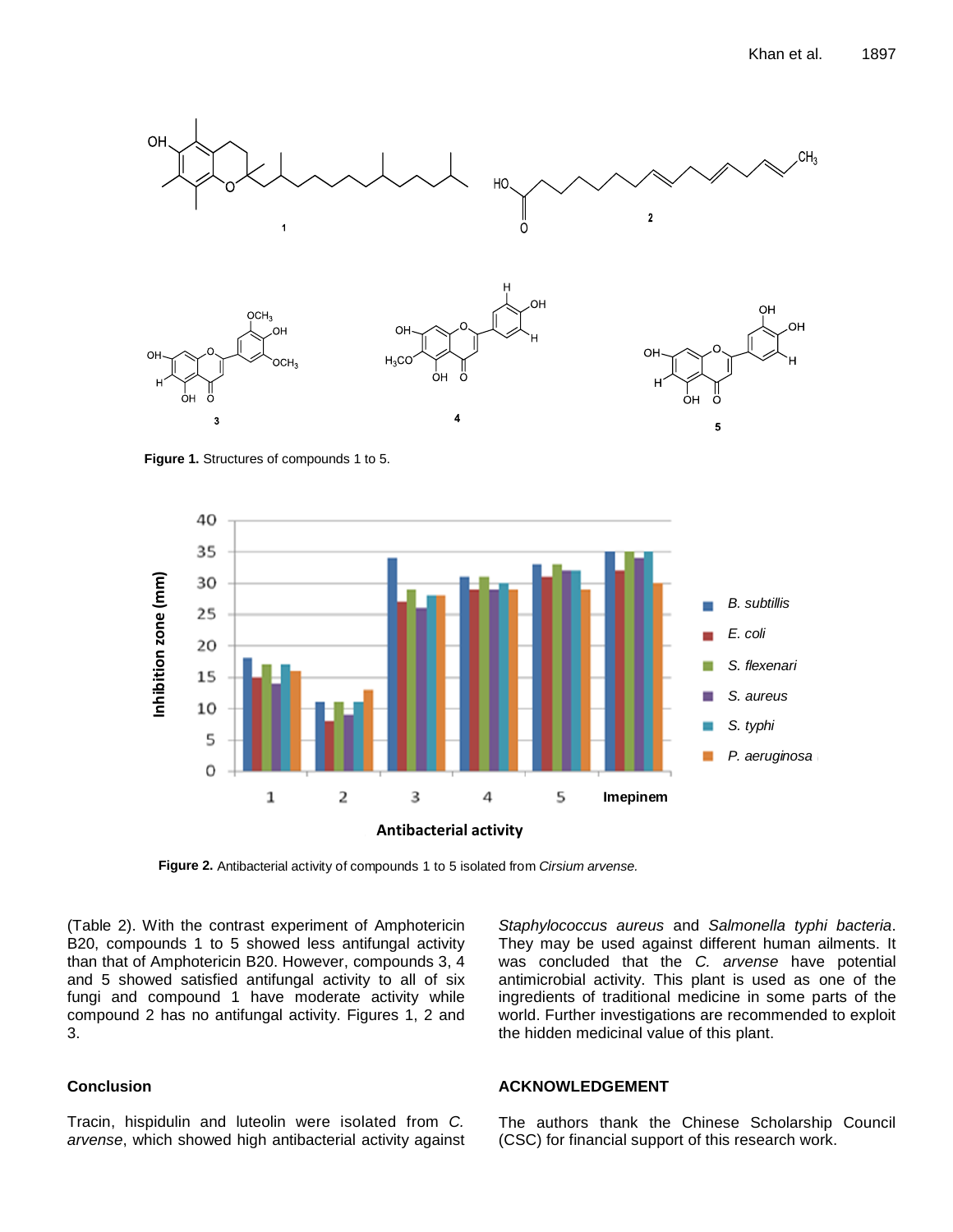Figure 1. Structures of compounds 1 to 5.

Figure 2. Antibacterial activity of compounds 1 to 5 isolated from *Cirsium arvense.*

(Table 2). With the contrast experiment of Amphotericin B20, compounds 1 to 5 showed less antifungal activity than that of Amphotericin B20. However, compounds 3, 4 and 5 showed satisfied antifungal activity to all of six fungi and compound 1 have moderate activity while compound 2 has no antifungal activity. Figures 1, 2 and 3.

## Conclusion

Tracin, hispidulin and luteolin were isolated from *C. arvense*, which showed high antibacterial activity against *Staphylococcus aureus* and *Salmonella typhi bacteria*. They may be used against different human ailments. It was concluded that the *C. arvense* have potential antimicrobial activity. This plant is used as one of the ingredients of traditional medicine in some parts of the world. Further investigations are recommended to exploit the hidden medicinal value of this plant.

## ACKNOWLEDGEMENT

The authors thank the Chinese Scholarship Council (CSC) for financial support of this research work.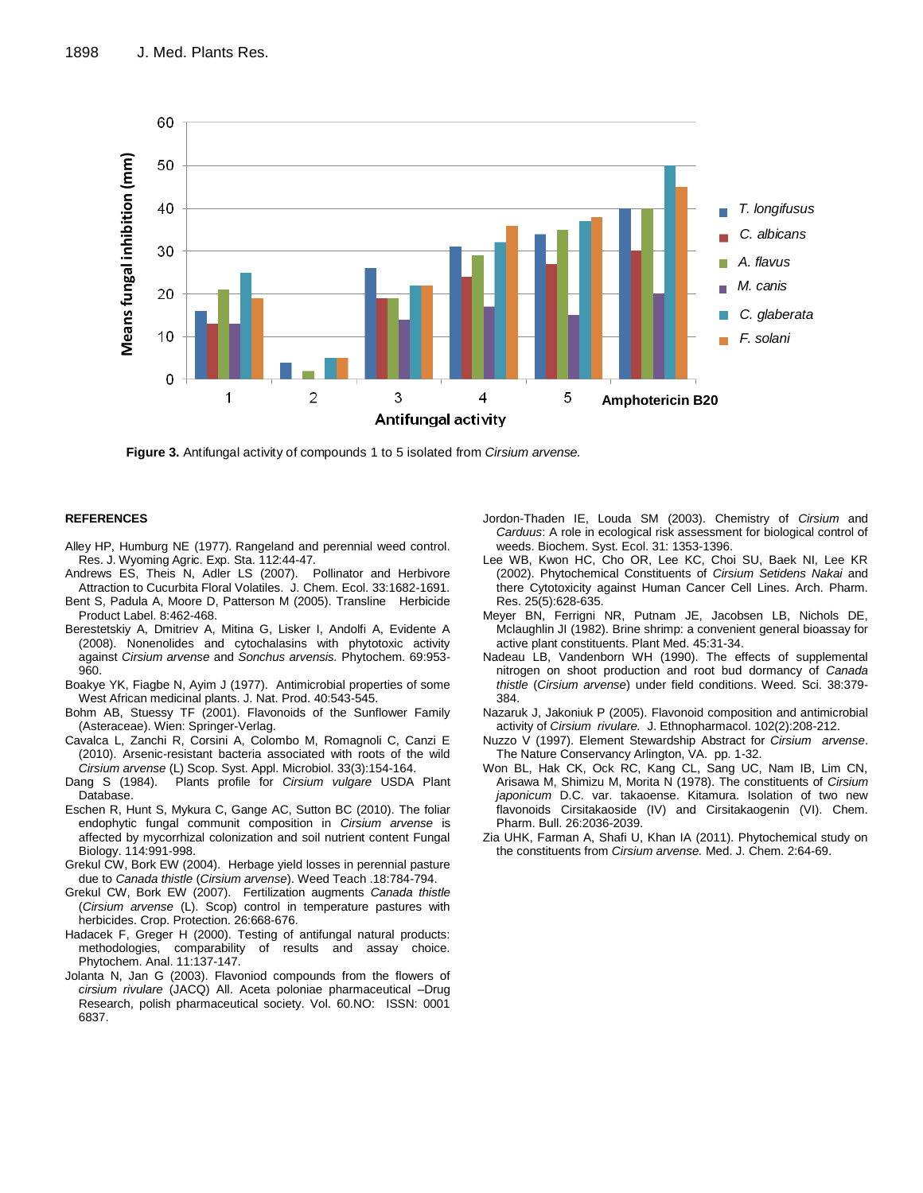Means fungal inhibition (mm)

60
50
40
30
20
10
0

1
2
3
4
5
Amphotericin B20

Antifungal activity

*T. longifusus*
*C. albicans*
*A. flavus*
*M. canis*
*C. glaberata*
*F. solani*

**Figure 3.** Antifungal activity of compounds 1 to 5 isolated from *Cirsium arvense.*

## REFERENCES

Alley HP, Humburg NE (1977). Rangeland and perennial weed control. Res. J. Wyoming Agric. Exp. Sta. 112:44-47.

Andrews ES, Theis N, Adler LS (2007). Pollinator and Herbivore Attraction to Cucurbita Floral Volatiles. J. Chem. Ecol. 33:1682-1691.

Bent S, Padula A, Moore D, Patterson M (2005). Transline Herbicide Product Label. 8:462-468.

Berestetskiy A, Dmitriev A, Mitina G, Lisker I, Andolfi A, Evidente A (2008). Nonenolides and cytochalasins with phytotoxic activity against *Cirsium arvense* and *Sonchus arvensis.* Phytochem. 69:953-960.

Boakye YK, Fiagbe N, Ayim J (1977). Antimicrobial properties of some West African medicinal plants. J. Nat. Prod. 40:543-545.

Bohm AB, Stuessy TF (2001). Flavonoids of the Sunflower Family (Asteraceae). Wien: Springer-Verlag.

Cavalca L, Zanchi R, Corsini A, Colombo M, Romagnoli C, Canzi E (2010). Arsenic-resistant bacteria associated with roots of the wild *Cirsium arvense* (L) Scop. Syst. Appl. Microbiol. 33(3):154-164.

Dang S (1984). Plants profile for *Cirsium vulgare* USDA Plant Database.

Eschen R, Hunt S, Mykura C, Gange AC, Sutton BC (2010). The foliar endophytic fungal communit composition in *Cirsium arvense* is affected by mycorrhizal colonization and soil nutrient content Fungal Biology. 114:991-998.

Grekul CW, Bork EW (2004). Herbage yield losses in perennial pasture due to *Canada thistle* (*Cirsium arvense*). Weed Teach .18:784-794.

Grekul CW, Bork EW (2007). Fertilization augments *Canada thistle* (*Cirsium arvense* (L). Scop) control in temperature pastures with herbicides. Crop. Protection. 26:668-676.

Hadacek F, Greger H (2000). Testing of antifungal natural products: methodologies, comparability of results and assay choice. Phytochem. Anal. 11:137-147.

Jolanta N, Jan G (2003). Flavoniod compounds from the flowers of *cirsium rivulare* (JACQ) All. Aceta poloniae pharmaceutical –Drug Research, polish pharmaceutical society. Vol. 60.NO: ISSN: 0001 6837.

Jordon-Thaden IE, Louda SM (2003). Chemistry of *Cirsium* and *Carduus*: A role in ecological risk assessment for biological control of weeds. Biochem. Syst. Ecol. 31: 1353-1396.

Lee WB, Kwon HC, Cho OR, Lee KC, Choi SU, Baek NI, Lee KR (2002). Phytochemical Constituents of *Cirsium Setidens Nakai* and there Cytotoxicity against Human Cancer Cell Lines. Arch. Pharm. Res. 25(5):628-635.

Meyer BN, Ferrigni NR, Putnam JE, Jacobsen LB, Nichols DE, Mclaughlin JI (1982). Brine shrimp: a convenient general bioassay for active plant constituents. Plant Med. 45:31-34.

Nadeau LB, Vandenborn WH (1990). The effects of supplemental nitrogen on shoot production and root bud dormancy of *Canada thistle* (*Cirsium arvense*) under field conditions. Weed. Sci. 38:379-384.

Nazaruk J, Jakoniuk P (2005). Flavonoid composition and antimicrobial activity of *Cirsium rivulare.* J. Ethnopharmacol. 102(2):208-212.

Nuzzo V (1997). Element Stewardship Abstract for *Cirsium arvense*. The Nature Conservancy Arlington, VA. pp. 1-32.

Won BL, Hak CK, Ock RC, Kang CL, Sang UC, Nam IB, Lim CN, Arisawa M, Shimizu M, Morita N (1978). The constituents of *Cirsium japonicum* D.C. var. takaoense. Kitamura. Isolation of two new flavonoids Cirsitakaoside (IV) and Cirsitakaogenin (VI). Chem. Pharm. Bull. 26:2036-2039.

Zia UHK, Farman A, Shafi U, Khan IA (2011). Phytochemical study on the constituents from *Cirsium arvense.* Med. J. Chem. 2:64-69.